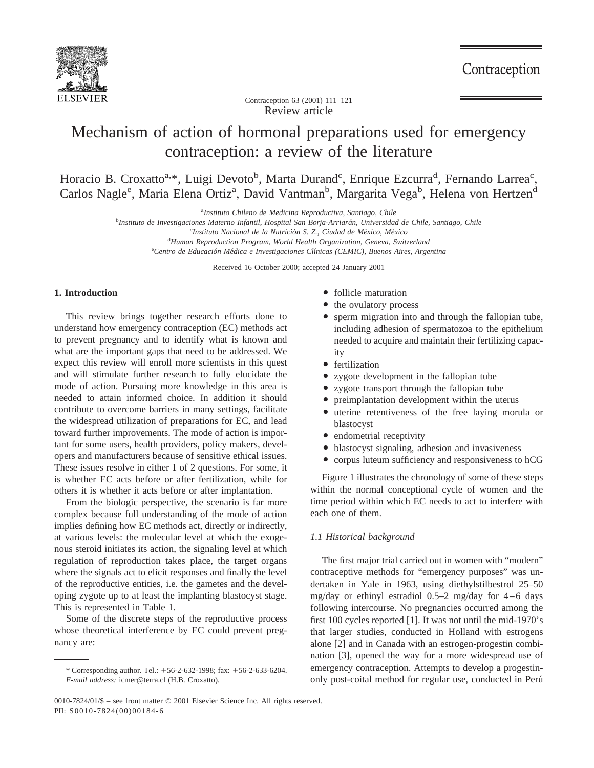Review article

# Mechanism of action of hormonal preparations used for emergency contraception: a review of the literature

Horacio B. Croxatto[a,*], Luigi Devoto[b], Marta Durand[c], Enrique Ezcurra[d], Fernando Larrea[c], Carlos Nagle[e], Maria Elena Ortiz[a], David Vantman[b], Margarita Vega[b], Helena von Hertzen[d]

[a] *Instituto Chileno de Medicina Reproductiva, Santiago, Chile*

[b] *Instituto de Investigaciones Materno Infantil, Hospital San Borja-Arriarán, Universidad de Chile, Santiago, Chile*

[c] *Instituto Nacional de la Nutrición S. Z., Ciudad de México, México*

[d] *Human Reproduction Program, World Health Organization, Geneva, Switzerland*

[e] *Centro de Educación Médica e Investigaciones Clínicas (CEMIC), Buenos Aires, Argentina*

Received 16 October 2000; accepted 24 January 2001

## 1. Introduction

This review brings together research efforts done to understand how emergency contraception (EC) methods act to prevent pregnancy and to identify what is known and what are the important gaps that need to be addressed. We expect this review will enroll more scientists in this quest and will stimulate further research to fully elucidate the mode of action. Pursuing more knowledge in this area is needed to attain informed choice. In addition it should contribute to overcome barriers in many settings, facilitate the widespread utilization of preparations for EC, and lead toward further improvements. The mode of action is important for some users, health providers, policy makers, developers and manufacturers because of sensitive ethical issues. These issues resolve in either 1 of 2 questions. For some, it is whether EC acts before or after fertilization, while for others it is whether it acts before or after implantation.

From the biologic perspective, the scenario is far more complex because full understanding of the mode of action implies defining how EC methods act, directly or indirectly, at various levels: the molecular level at which the exogenous steroid initiates its action, the signaling level at which regulation of reproduction takes place, the target organs where the signals act to elicit responses and finally the level of the reproductive entities, i.e. the gametes and the developing zygote up to at least the implanting blastocyst stage. This is represented in Table 1.

Some of the discrete steps of the reproductive process whose theoretical interference by EC could prevent pregnancy are:

- follicle maturation
- the ovulatory process
- sperm migration into and through the fallopian tube, including adhesion of spermatozoa to the epithelium needed to acquire and maintain their fertilizing capacity
- fertilization
- zygote development in the fallopian tube
- zygote transport through the fallopian tube
- preimplantation development within the uterus
- uterine retentiveness of the free laying morula or blastocyst
- endometrial receptivity
- blastocyst signaling, adhesion and invasiveness
- corpus luteum sufficiency and responsiveness to hCG

Figure 1 illustrates the chronology of some of these steps within the normal conceptional cycle of women and the time period within which EC needs to act to interfere with each one of them.

### *1.1 Historical background*

The first major trial carried out in women with "modern" contraceptive methods for "emergency purposes" was undertaken in Yale in 1963, using diethylstilbestrol 25–50 mg/day or ethinyl estradiol 0.5–2 mg/day for 4–6 days following intercourse. No pregnancies occurred among the first 100 cycles reported [1]. It was not until the mid-1970's that larger studies, conducted in Holland with estrogens alone [2] and in Canada with an estrogen-progestin combination [3], opened the way for a more widespread use of emergency contraception. Attempts to develop a progestin-only post-coital method for regular use, conducted in Perú

---

\* Corresponding author. Tel.: +56-2-632-1998; fax: +56-2-633-6204. *E-mail address:* icmer@terra.cl (H.B. Croxatto).

0010-7824/01/$ – see front matter © 2001 Elsevier Science Inc. All rights reserved.
PII: S0010-7824(00)00184-6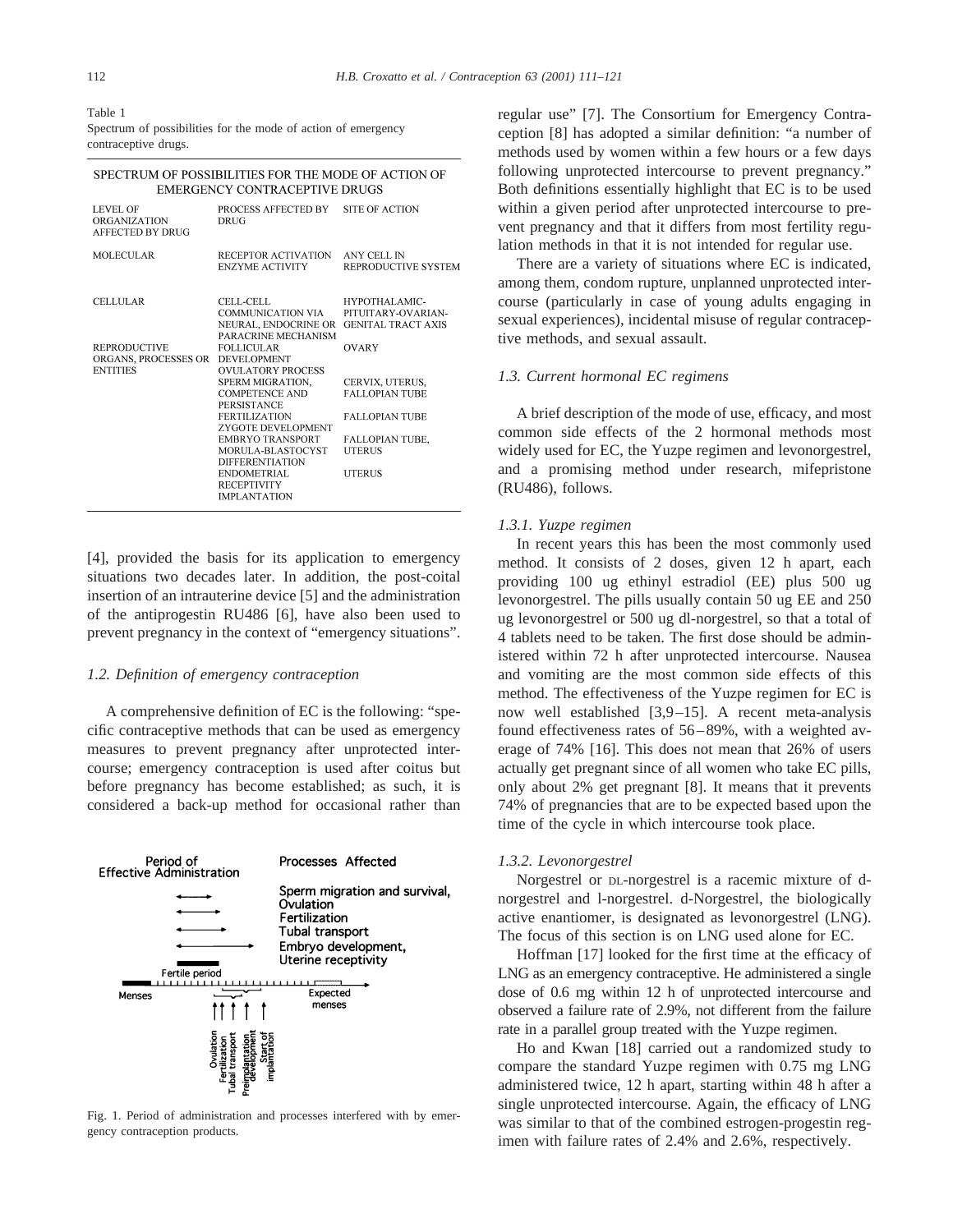Table 1
Spectrum of possibilities for the mode of action of emergency contraceptive drugs.

| SPECTRUM OF POSSIBILITIES FOR THE MODE OF ACTION OF EMERGENCY CONTRACEPTIVE DRUGS | | |
|---|---|---|
| LEVEL OF ORGANIZATION AFFECTED BY DRUG | PROCESS AFFECTED BY DRUG | SITE OF ACTION |
| MOLECULAR | RECEPTOR ACTIVATION ENZYME ACTIVITY | ANY CELL IN REPRODUCTIVE SYSTEM |
| CELLULAR | CELL-CELL COMMUNICATION VIA NEURAL, ENDOCRINE OR PARACRINE MECHANISM | HYPOTHALAMIC-PITUITARY-OVARIAN-GENITAL TRACT AXIS |
| REPRODUCTIVE ORGANS, PROCESSES OR ENTITIES | FOLLICULAR DEVELOPMENT OVULATORY PROCESS | OVARY |
| | SPERM MIGRATION, COMPETENCE AND PERSISTANCE | CERVIX, UTERUS, FALLOPIAN TUBE |
| | FERTILIZATION ZYGOTE DEVELOPMENT | FALLOPIAN TUBE |
| | EMBRYO TRANSPORT MORULA-BLASTOCYST DIFFERENTIATION | FALLOPIAN TUBE, UTERUS |
| | ENDOMETRIAL RECEPTIVITY IMPLANTATION | UTERUS |

[4], provided the basis for its application to emergency situations two decades later. In addition, the post-coital insertion of an intrauterine device [5] and the administration of the antiprogestin RU486 [6], have also been used to prevent pregnancy in the context of "emergency situations".

### 1.2. Definition of emergency contraception

A comprehensive definition of EC is the following: "specific contraceptive methods that can be used as emergency measures to prevent pregnancy after unprotected intercourse; emergency contraception is used after coitus but before pregnancy has become established; as such, it is considered a back-up method for occasional rather than regular use" [7]. The Consortium for Emergency Contraception [8] has adopted a similar definition: "a number of methods used by women within a few hours or a few days following unprotected intercourse to prevent pregnancy." Both definitions essentially highlight that EC is to be used within a given period after unprotected intercourse to prevent pregnancy and that it differs from most fertility regulation methods in that it is not intended for regular use.

Period of Effective Administration — Processes Affected: Sperm migration and survival, Ovulation; Fertilization; Tubal transport; Embryo development, Uterine receptivity. Fertile period; Menses; Expected menses; Ovulation; Fertilization; Tubal transport; Preimplantation development; Start of implantation.

Fig. 1. Period of administration and processes interfered with by emergency contraception products.

There are a variety of situations where EC is indicated, among them, condom rupture, unplanned unprotected intercourse (particularly in case of young adults engaging in sexual experiences), incidental misuse of regular contraceptive methods, and sexual assault.

### 1.3. Current hormonal EC regimens

A brief description of the mode of use, efficacy, and most common side effects of the 2 hormonal methods most widely used for EC, the Yuzpe regimen and levonorgestrel, and a promising method under research, mifepristone (RU486), follows.

#### 1.3.1. Yuzpe regimen

In recent years this has been the most commonly used method. It consists of 2 doses, given 12 h apart, each providing 100 ug ethinyl estradiol (EE) plus 500 ug levonorgestrel. The pills usually contain 50 ug EE and 250 ug levonorgestrel or 500 ug dl-norgestrel, so that a total of 4 tablets need to be taken. The first dose should be administered within 72 h after unprotected intercourse. Nausea and vomiting are the most common side effects of this method. The effectiveness of the Yuzpe regimen for EC is now well established [3,9–15]. A recent meta-analysis found effectiveness rates of 56–89%, with a weighted average of 74% [16]. This does not mean that 26% of users actually get pregnant since of all women who take EC pills, only about 2% get pregnant [8]. It means that it prevents 74% of pregnancies that are to be expected based upon the time of the cycle in which intercourse took place.

#### 1.3.2. Levonorgestrel

Norgestrel or DL-norgestrel is a racemic mixture of d-norgestrel and l-norgestrel. d-Norgestrel, the biologically active enantiomer, is designated as levonorgestrel (LNG). The focus of this section is on LNG used alone for EC.

Hoffman [17] looked for the first time at the efficacy of LNG as an emergency contraceptive. He administered a single dose of 0.6 mg within 12 h of unprotected intercourse and observed a failure rate of 2.9%, not different from the failure rate in a parallel group treated with the Yuzpe regimen.

Ho and Kwan [18] carried out a randomized study to compare the standard Yuzpe regimen with 0.75 mg LNG administered twice, 12 h apart, starting within 48 h after a single unprotected intercourse. Again, the efficacy of LNG was similar to that of the combined estrogen-progestin regimen with failure rates of 2.4% and 2.6%, respectively.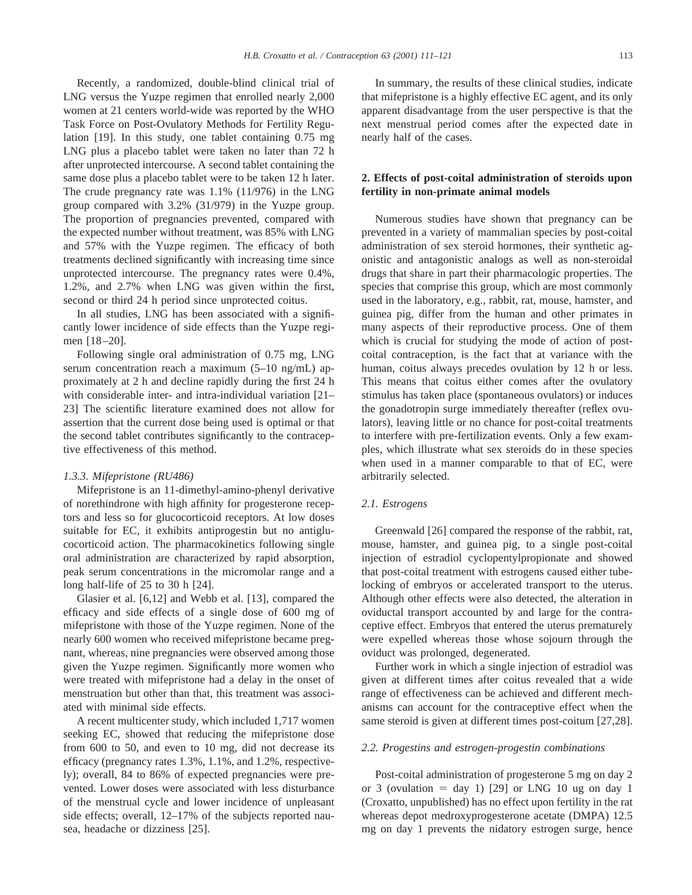Recently, a randomized, double-blind clinical trial of LNG versus the Yuzpe regimen that enrolled nearly 2,000 women at 21 centers world-wide was reported by the WHO Task Force on Post-Ovulatory Methods for Fertility Regulation [19]. In this study, one tablet containing 0.75 mg LNG plus a placebo tablet were taken no later than 72 h after unprotected intercourse. A second tablet containing the same dose plus a placebo tablet were to be taken 12 h later. The crude pregnancy rate was 1.1% (11/976) in the LNG group compared with 3.2% (31/979) in the Yuzpe group. The proportion of pregnancies prevented, compared with the expected number without treatment, was 85% with LNG and 57% with the Yuzpe regimen. The efficacy of both treatments declined significantly with increasing time since unprotected intercourse. The pregnancy rates were 0.4%, 1.2%, and 2.7% when LNG was given within the first, second or third 24 h period since unprotected coitus.

In all studies, LNG has been associated with a significantly lower incidence of side effects than the Yuzpe regimen [18–20].

Following single oral administration of 0.75 mg, LNG serum concentration reach a maximum (5–10 ng/mL) approximately at 2 h and decline rapidly during the first 24 h with considerable inter- and intra-individual variation [21–23] The scientific literature examined does not allow for assertion that the current dose being used is optimal or that the second tablet contributes significantly to the contraceptive effectiveness of this method.

### *1.3.3. Mifepristone (RU486)*

Mifepristone is an 11-dimethyl-amino-phenyl derivative of norethindrone with high affinity for progesterone receptors and less so for glucocorticoid receptors. At low doses suitable for EC, it exhibits antiprogestin but no antiglucocorticoid action. The pharmacokinetics following single oral administration are characterized by rapid absorption, peak serum concentrations in the micromolar range and a long half-life of 25 to 30 h [24].

Glasier et al. [6,12] and Webb et al. [13], compared the efficacy and side effects of a single dose of 600 mg of mifepristone with those of the Yuzpe regimen. None of the nearly 600 women who received mifepristone became pregnant, whereas, nine pregnancies were observed among those given the Yuzpe regimen. Significantly more women who were treated with mifepristone had a delay in the onset of menstruation but other than that, this treatment was associated with minimal side effects.

A recent multicenter study, which included 1,717 women seeking EC, showed that reducing the mifepristone dose from 600 to 50, and even to 10 mg, did not decrease its efficacy (pregnancy rates 1.3%, 1.1%, and 1.2%, respectively); overall, 84 to 86% of expected pregnancies were prevented. Lower doses were associated with less disturbance of the menstrual cycle and lower incidence of unpleasant side effects; overall, 12–17% of the subjects reported nausea, headache or dizziness [25].

In summary, the results of these clinical studies, indicate that mifepristone is a highly effective EC agent, and its only apparent disadvantage from the user perspective is that the next menstrual period comes after the expected date in nearly half of the cases.

## 2. Effects of post-coital administration of steroids upon fertility in non-primate animal models

Numerous studies have shown that pregnancy can be prevented in a variety of mammalian species by post-coital administration of sex steroid hormones, their synthetic agonistic and antagonistic analogs as well as non-steroidal drugs that share in part their pharmacologic properties. The species that comprise this group, which are most commonly used in the laboratory, e.g., rabbit, rat, mouse, hamster, and guinea pig, differ from the human and other primates in many aspects of their reproductive process. One of them which is crucial for studying the mode of action of post-coital contraception, is the fact that at variance with the human, coitus always precedes ovulation by 12 h or less. This means that coitus either comes after the ovulatory stimulus has taken place (spontaneous ovulators) or induces the gonadotropin surge immediately thereafter (reflex ovulators), leaving little or no chance for post-coital treatments to interfere with pre-fertilization events. Only a few examples, which illustrate what sex steroids do in these species when used in a manner comparable to that of EC, were arbitrarily selected.

### *2.1. Estrogens*

Greenwald [26] compared the response of the rabbit, rat, mouse, hamster, and guinea pig, to a single post-coital injection of estradiol cyclopentylpropionate and showed that post-coital treatment with estrogens caused either tube-locking of embryos or accelerated transport to the uterus. Although other effects were also detected, the alteration in oviductal transport accounted by and large for the contraceptive effect. Embryos that entered the uterus prematurely were expelled whereas those whose sojourn through the oviduct was prolonged, degenerated.

Further work in which a single injection of estradiol was given at different times after coitus revealed that a wide range of effectiveness can be achieved and different mechanisms can account for the contraceptive effect when the same steroid is given at different times post-coitum [27,28].

### *2.2. Progestins and estrogen-progestin combinations*

Post-coital administration of progesterone 5 mg on day 2 or 3 (ovulation = day 1) [29] or LNG 10 ug on day 1 (Croxatto, unpublished) has no effect upon fertility in the rat whereas depot medroxyprogesterone acetate (DMPA) 12.5 mg on day 1 prevents the nidatory estrogen surge, hence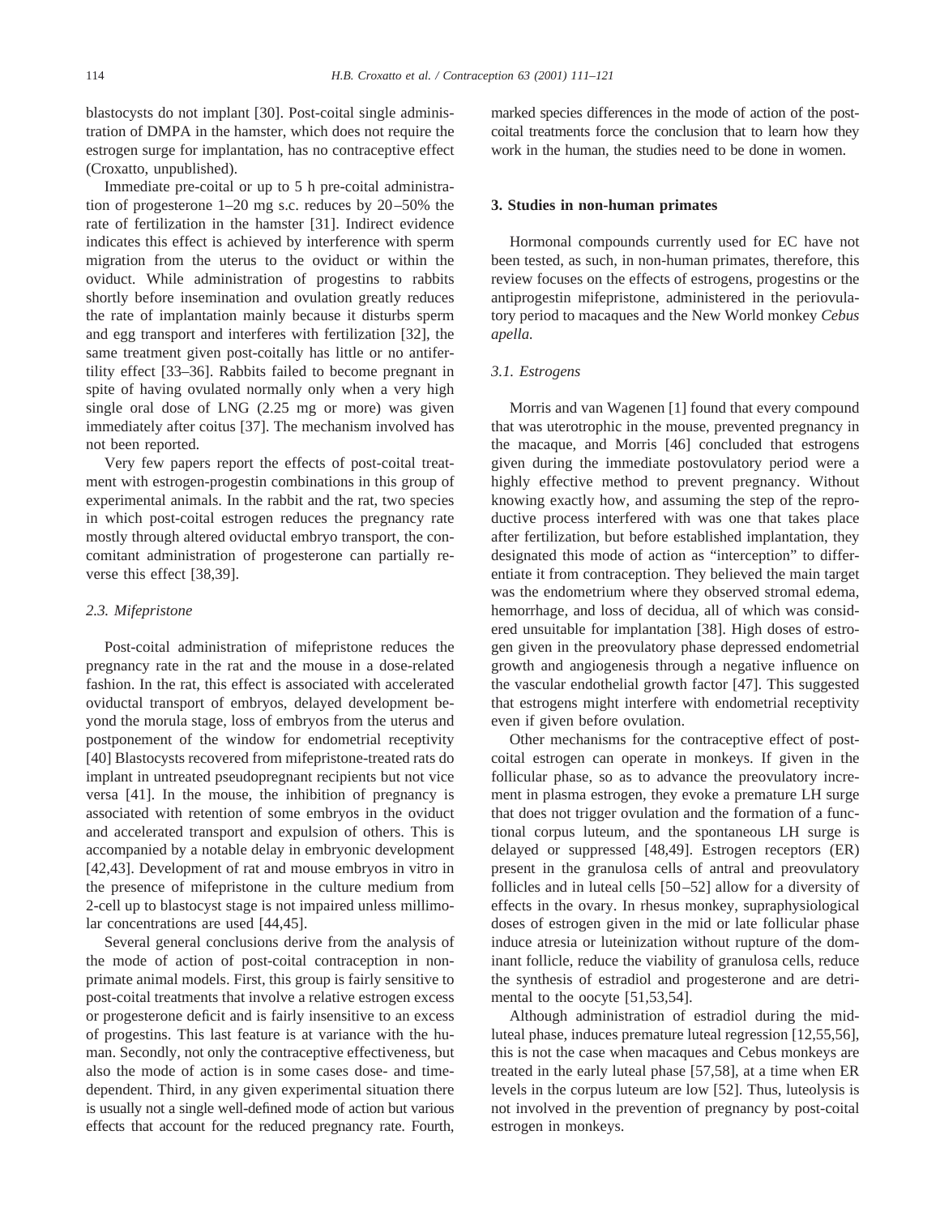blastocysts do not implant [30]. Post-coital single administration of DMPA in the hamster, which does not require the estrogen surge for implantation, has no contraceptive effect (Croxatto, unpublished).

Immediate pre-coital or up to 5 h pre-coital administration of progesterone 1–20 mg s.c. reduces by 20–50% the rate of fertilization in the hamster [31]. Indirect evidence indicates this effect is achieved by interference with sperm migration from the uterus to the oviduct or within the oviduct. While administration of progestins to rabbits shortly before insemination and ovulation greatly reduces the rate of implantation mainly because it disturbs sperm and egg transport and interferes with fertilization [32], the same treatment given post-coitally has little or no antifertility effect [33–36]. Rabbits failed to become pregnant in spite of having ovulated normally only when a very high single oral dose of LNG (2.25 mg or more) was given immediately after coitus [37]. The mechanism involved has not been reported.

Very few papers report the effects of post-coital treatment with estrogen-progestin combinations in this group of experimental animals. In the rabbit and the rat, two species in which post-coital estrogen reduces the pregnancy rate mostly through altered oviductal embryo transport, the concomitant administration of progesterone can partially reverse this effect [38,39].

### *2.3. Mifepristone*

Post-coital administration of mifepristone reduces the pregnancy rate in the rat and the mouse in a dose-related fashion. In the rat, this effect is associated with accelerated oviductal transport of embryos, delayed development beyond the morula stage, loss of embryos from the uterus and postponement of the window for endometrial receptivity [40] Blastocysts recovered from mifepristone-treated rats do implant in untreated pseudopregnant recipients but not vice versa [41]. In the mouse, the inhibition of pregnancy is associated with retention of some embryos in the oviduct and accelerated transport and expulsion of others. This is accompanied by a notable delay in embryonic development [42,43]. Development of rat and mouse embryos in vitro in the presence of mifepristone in the culture medium from 2-cell up to blastocyst stage is not impaired unless millimolar concentrations are used [44,45].

Several general conclusions derive from the analysis of the mode of action of post-coital contraception in non-primate animal models. First, this group is fairly sensitive to post-coital treatments that involve a relative estrogen excess or progesterone deficit and is fairly insensitive to an excess of progestins. This last feature is at variance with the human. Secondly, not only the contraceptive effectiveness, but also the mode of action is in some cases dose- and time-dependent. Third, in any given experimental situation there is usually not a single well-defined mode of action but various effects that account for the reduced pregnancy rate. Fourth, marked species differences in the mode of action of the post-coital treatments force the conclusion that to learn how they work in the human, the studies need to be done in women.

## 3. Studies in non-human primates

Hormonal compounds currently used for EC have not been tested, as such, in non-human primates, therefore, this review focuses on the effects of estrogens, progestins or the antiprogestin mifepristone, administered in the periovulatory period to macaques and the New World monkey *Cebus apella.*

### *3.1. Estrogens*

Morris and van Wagenen [1] found that every compound that was uterotrophic in the mouse, prevented pregnancy in the macaque, and Morris [46] concluded that estrogens given during the immediate postovulatory period were a highly effective method to prevent pregnancy. Without knowing exactly how, and assuming the step of the reproductive process interfered with was one that takes place after fertilization, but before established implantation, they designated this mode of action as "interception" to differentiate it from contraception. They believed the main target was the endometrium where they observed stromal edema, hemorrhage, and loss of decidua, all of which was considered unsuitable for implantation [38]. High doses of estrogen given in the preovulatory phase depressed endometrial growth and angiogenesis through a negative influence on the vascular endothelial growth factor [47]. This suggested that estrogens might interfere with endometrial receptivity even if given before ovulation.

Other mechanisms for the contraceptive effect of post-coital estrogen can operate in monkeys. If given in the follicular phase, so as to advance the preovulatory increment in plasma estrogen, they evoke a premature LH surge that does not trigger ovulation and the formation of a functional corpus luteum, and the spontaneous LH surge is delayed or suppressed [48,49]. Estrogen receptors (ER) present in the granulosa cells of antral and preovulatory follicles and in luteal cells [50–52] allow for a diversity of effects in the ovary. In rhesus monkey, supraphysiological doses of estrogen given in the mid or late follicular phase induce atresia or luteinization without rupture of the dominant follicle, reduce the viability of granulosa cells, reduce the synthesis of estradiol and progesterone and are detrimental to the oocyte [51,53,54].

Although administration of estradiol during the midluteal phase, induces premature luteal regression [12,55,56], this is not the case when macaques and Cebus monkeys are treated in the early luteal phase [57,58], at a time when ER levels in the corpus luteum are low [52]. Thus, luteolysis is not involved in the prevention of pregnancy by post-coital estrogen in monkeys.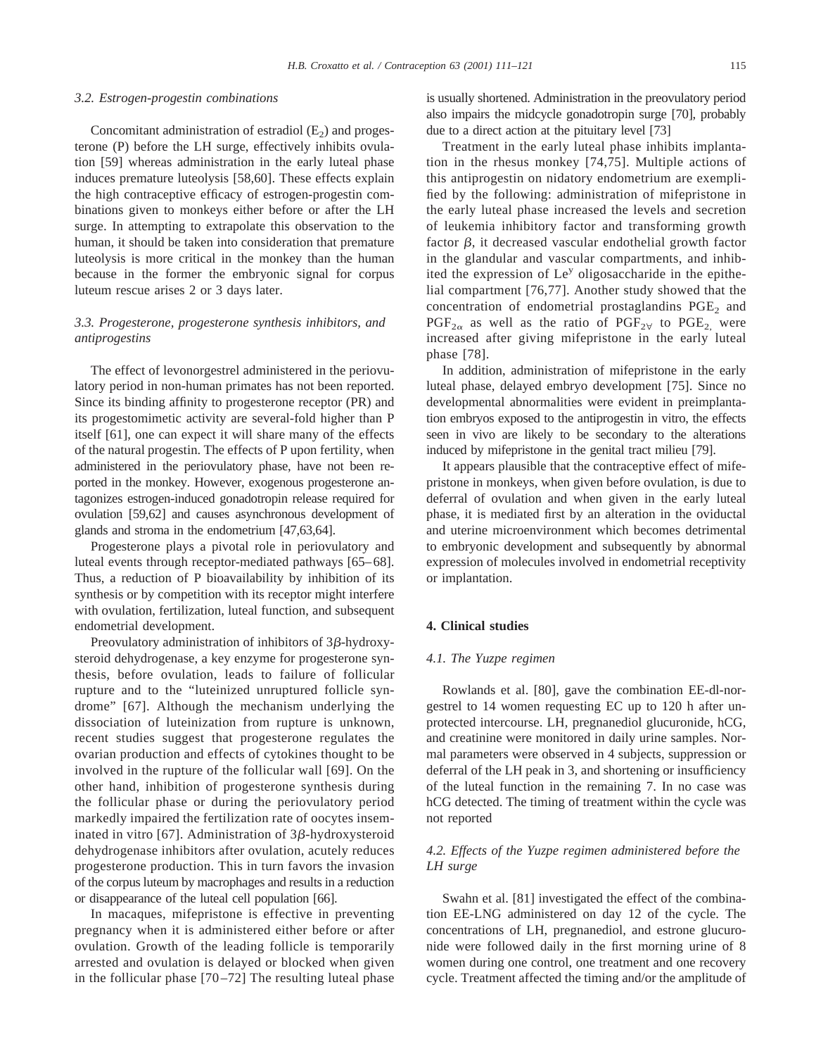### 3.2. Estrogen-progestin combinations

Concomitant administration of estradiol ($E_2$) and progesterone (P) before the LH surge, effectively inhibits ovulation [59] whereas administration in the early luteal phase induces premature luteolysis [58,60]. These effects explain the high contraceptive efficacy of estrogen-progestin combinations given to monkeys either before or after the LH surge. In attempting to extrapolate this observation to the human, it should be taken into consideration that premature luteolysis is more critical in the monkey than the human because in the former the embryonic signal for corpus luteum rescue arises 2 or 3 days later.

### 3.3. Progesterone, progesterone synthesis inhibitors, and antiprogestins

The effect of levonorgestrel administered in the periovulatory period in non-human primates has not been reported. Since its binding affinity to progesterone receptor (PR) and its progestomimetic activity are several-fold higher than P itself [61], one can expect it will share many of the effects of the natural progestin. The effects of P upon fertility, when administered in the periovulatory phase, have not been reported in the monkey. However, exogenous progesterone antagonizes estrogen-induced gonadotropin release required for ovulation [59,62] and causes asynchronous development of glands and stroma in the endometrium [47,63,64].

Progesterone plays a pivotal role in periovulatory and luteal events through receptor-mediated pathways [65–68]. Thus, a reduction of P bioavailability by inhibition of its synthesis or by competition with its receptor might interfere with ovulation, fertilization, luteal function, and subsequent endometrial development.

Preovulatory administration of inhibitors of 3$\beta$-hydroxysteroid dehydrogenase, a key enzyme for progesterone synthesis, before ovulation, leads to failure of follicular rupture and to the "luteinized unruptured follicle syndrome" [67]. Although the mechanism underlying the dissociation of luteinization from rupture is unknown, recent studies suggest that progesterone regulates the ovarian production and effects of cytokines thought to be involved in the rupture of the follicular wall [69]. On the other hand, inhibition of progesterone synthesis during the follicular phase or during the periovulatory period markedly impaired the fertilization rate of oocytes inseminated in vitro [67]. Administration of 3$\beta$-hydroxysteroid dehydrogenase inhibitors after ovulation, acutely reduces progesterone production. This in turn favors the invasion of the corpus luteum by macrophages and results in a reduction or disappearance of the luteal cell population [66].

In macaques, mifepristone is effective in preventing pregnancy when it is administered either before or after ovulation. Growth of the leading follicle is temporarily arrested and ovulation is delayed or blocked when given in the follicular phase [70–72] The resulting luteal phase is usually shortened. Administration in the preovulatory period also impairs the midcycle gonadotropin surge [70], probably due to a direct action at the pituitary level [73]

Treatment in the early luteal phase inhibits implantation in the rhesus monkey [74,75]. Multiple actions of this antiprogestin on nidatory endometrium are exemplified by the following: administration of mifepristone in the early luteal phase increased the levels and secretion of leukemia inhibitory factor and transforming growth factor $\beta$, it decreased vascular endothelial growth factor in the glandular and vascular compartments, and inhibited the expression of $Le^y$ oligosaccharide in the epithelial compartment [76,77]. Another study showed that the concentration of endometrial prostaglandins $PGE_2$ and $PGF_{2\alpha}$ as well as the ratio of $PGF_{2\forall}$ to $PGE_{2,}$ were increased after giving mifepristone in the early luteal phase [78].

In addition, administration of mifepristone in the early luteal phase, delayed embryo development [75]. Since no developmental abnormalities were evident in preimplantation embryos exposed to the antiprogestin in vitro, the effects seen in vivo are likely to be secondary to the alterations induced by mifepristone in the genital tract milieu [79].

It appears plausible that the contraceptive effect of mifepristone in monkeys, when given before ovulation, is due to deferral of ovulation and when given in the early luteal phase, it is mediated first by an alteration in the oviductal and uterine microenvironment which becomes detrimental to embryonic development and subsequently by abnormal expression of molecules involved in endometrial receptivity or implantation.

## 4. Clinical studies

### 4.1. The Yuzpe regimen

Rowlands et al. [80], gave the combination EE-dl-norgestrel to 14 women requesting EC up to 120 h after unprotected intercourse. LH, pregnanediol glucuronide, hCG, and creatinine were monitored in daily urine samples. Normal parameters were observed in 4 subjects, suppression or deferral of the LH peak in 3, and shortening or insufficiency of the luteal function in the remaining 7. In no case was hCG detected. The timing of treatment within the cycle was not reported

### 4.2. Effects of the Yuzpe regimen administered before the LH surge

Swahn et al. [81] investigated the effect of the combination EE-LNG administered on day 12 of the cycle. The concentrations of LH, pregnanediol, and estrone glucuronide were followed daily in the first morning urine of 8 women during one control, one treatment and one recovery cycle. Treatment affected the timing and/or the amplitude of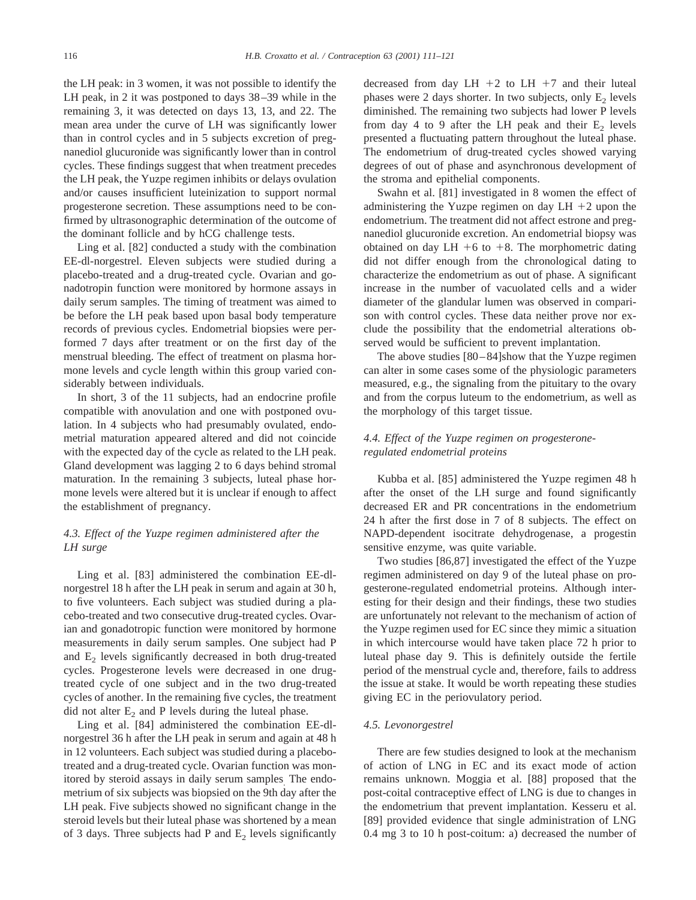the LH peak: in 3 women, it was not possible to identify the LH peak, in 2 it was postponed to days 38–39 while in the remaining 3, it was detected on days 13, 13, and 22. The mean area under the curve of LH was significantly lower than in control cycles and in 5 subjects excretion of pregnanediol glucuronide was significantly lower than in control cycles. These findings suggest that when treatment precedes the LH peak, the Yuzpe regimen inhibits or delays ovulation and/or causes insufficient luteinization to support normal progesterone secretion. These assumptions need to be confirmed by ultrasonographic determination of the outcome of the dominant follicle and by hCG challenge tests.

Ling et al. [82] conducted a study with the combination EE-dl-norgestrel. Eleven subjects were studied during a placebo-treated and a drug-treated cycle. Ovarian and gonadotropin function were monitored by hormone assays in daily serum samples. The timing of treatment was aimed to be before the LH peak based upon basal body temperature records of previous cycles. Endometrial biopsies were performed 7 days after treatment or on the first day of the menstrual bleeding. The effect of treatment on plasma hormone levels and cycle length within this group varied considerably between individuals.

In short, 3 of the 11 subjects, had an endocrine profile compatible with anovulation and one with postponed ovulation. In 4 subjects who had presumably ovulated, endometrial maturation appeared altered and did not coincide with the expected day of the cycle as related to the LH peak. Gland development was lagging 2 to 6 days behind stromal maturation. In the remaining 3 subjects, luteal phase hormone levels were altered but it is unclear if enough to affect the establishment of pregnancy.

### 4.3. Effect of the Yuzpe regimen administered after the LH surge

Ling et al. [83] administered the combination EE-dl-norgestrel 18 h after the LH peak in serum and again at 30 h, to five volunteers. Each subject was studied during a placebo-treated and two consecutive drug-treated cycles. Ovarian and gonadotropic function were monitored by hormone measurements in daily serum samples. One subject had P and $E_2$ levels significantly decreased in both drug-treated cycles. Progesterone levels were decreased in one drug-treated cycle of one subject and in the two drug-treated cycles of another. In the remaining five cycles, the treatment did not alter $E_2$ and P levels during the luteal phase.

Ling et al. [84] administered the combination EE-dl-norgestrel 36 h after the LH peak in serum and again at 48 h in 12 volunteers. Each subject was studied during a placebo-treated and a drug-treated cycle. Ovarian function was monitored by steroid assays in daily serum samples. The endometrium of six subjects was biopsied on the 9th day after the LH peak. Five subjects showed no significant change in the steroid levels but their luteal phase was shortened by a mean of 3 days. Three subjects had P and $E_2$ levels significantly decreased from day LH +2 to LH +7 and their luteal phases were 2 days shorter. In two subjects, only $E_2$ levels diminished. The remaining two subjects had lower P levels from day 4 to 9 after the LH peak and their $E_2$ levels presented a fluctuating pattern throughout the luteal phase. The endometrium of drug-treated cycles showed varying degrees of out of phase and asynchronous development of the stroma and epithelial components.

Swahn et al. [81] investigated in 8 women the effect of administering the Yuzpe regimen on day LH +2 upon the endometrium. The treatment did not affect estrone and pregnanediol glucuronide excretion. An endometrial biopsy was obtained on day LH +6 to +8. The morphometric dating did not differ enough from the chronological dating to characterize the endometrium as out of phase. A significant increase in the number of vacuolated cells and a wider diameter of the glandular lumen was observed in comparison with control cycles. These data neither prove nor exclude the possibility that the endometrial alterations observed would be sufficient to prevent implantation.

The above studies [80–84]show that the Yuzpe regimen can alter in some cases some of the physiologic parameters measured, e.g., the signaling from the pituitary to the ovary and from the corpus luteum to the endometrium, as well as the morphology of this target tissue.

### 4.4. Effect of the Yuzpe regimen on progesterone-regulated endometrial proteins

Kubba et al. [85] administered the Yuzpe regimen 48 h after the onset of the LH surge and found significantly decreased ER and PR concentrations in the endometrium 24 h after the first dose in 7 of 8 subjects. The effect on NAPD-dependent isocitrate dehydrogenase, a progestin sensitive enzyme, was quite variable.

Two studies [86,87] investigated the effect of the Yuzpe regimen administered on day 9 of the luteal phase on progesterone-regulated endometrial proteins. Although interesting for their design and their findings, these two studies are unfortunately not relevant to the mechanism of action of the Yuzpe regimen used for EC since they mimic a situation in which intercourse would have taken place 72 h prior to luteal phase day 9. This is definitely outside the fertile period of the menstrual cycle and, therefore, fails to address the issue at stake. It would be worth repeating these studies giving EC in the periovulatory period.

### 4.5. Levonorgestrel

There are few studies designed to look at the mechanism of action of LNG in EC and its exact mode of action remains unknown. Moggia et al. [88] proposed that the post-coital contraceptive effect of LNG is due to changes in the endometrium that prevent implantation. Kesseru et al. [89] provided evidence that single administration of LNG 0.4 mg 3 to 10 h post-coitum: a) decreased the number of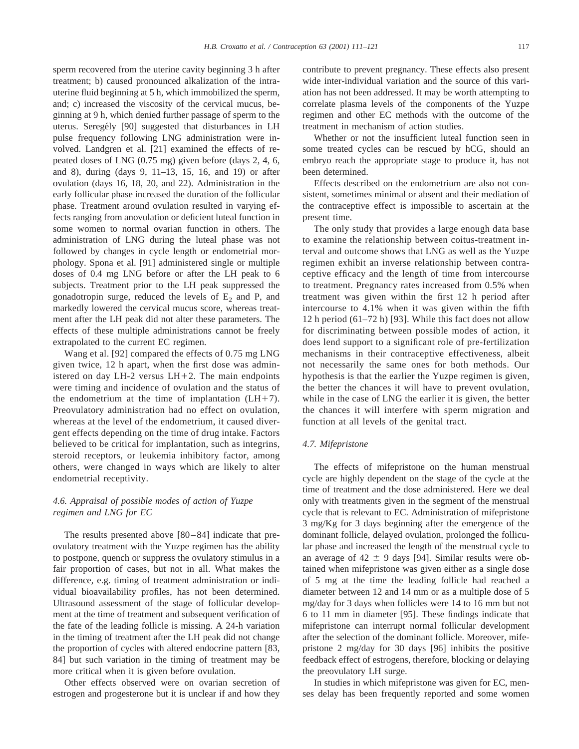sperm recovered from the uterine cavity beginning 3 h after treatment; b) caused pronounced alkalization of the intrauterine fluid beginning at 5 h, which immobilized the sperm, and; c) increased the viscosity of the cervical mucus, beginning at 9 h, which denied further passage of sperm to the uterus. Seregély [90] suggested that disturbances in LH pulse frequency following LNG administration were involved. Landgren et al. [21] examined the effects of repeated doses of LNG (0.75 mg) given before (days 2, 4, 6, and 8), during (days 9, 11–13, 15, 16, and 19) or after ovulation (days 16, 18, 20, and 22). Administration in the early follicular phase increased the duration of the follicular phase. Treatment around ovulation resulted in varying effects ranging from anovulation or deficient luteal function in some women to normal ovarian function in others. The administration of LNG during the luteal phase was not followed by changes in cycle length or endometrial morphology. Spona et al. [91] administered single or multiple doses of 0.4 mg LNG before or after the LH peak to 6 subjects. Treatment prior to the LH peak suppressed the gonadotropin surge, reduced the levels of $E_2$ and P, and markedly lowered the cervical mucus score, whereas treatment after the LH peak did not alter these parameters. The effects of these multiple administrations cannot be freely extrapolated to the current EC regimen.

Wang et al. [92] compared the effects of 0.75 mg LNG given twice, 12 h apart, when the first dose was administered on day LH-2 versus LH+2. The main endpoints were timing and incidence of ovulation and the status of the endometrium at the time of implantation (LH+7). Preovulatory administration had no effect on ovulation, whereas at the level of the endometrium, it caused divergent effects depending on the time of drug intake. Factors believed to be critical for implantation, such as integrins, steroid receptors, or leukemia inhibitory factor, among others, were changed in ways which are likely to alter endometrial receptivity.

### *4.6. Appraisal of possible modes of action of Yuzpe regimen and LNG for EC*

The results presented above [80–84] indicate that preovulatory treatment with the Yuzpe regimen has the ability to postpone, quench or suppress the ovulatory stimulus in a fair proportion of cases, but not in all. What makes the difference, e.g. timing of treatment administration or individual bioavailability profiles, has not been determined. Ultrasound assessment of the stage of follicular development at the time of treatment and subsequent verification of the fate of the leading follicle is missing. A 24-h variation in the timing of treatment after the LH peak did not change the proportion of cycles with altered endocrine pattern [83, 84] but such variation in the timing of treatment may be more critical when it is given before ovulation.

Other effects observed were on ovarian secretion of estrogen and progesterone but it is unclear if and how they contribute to prevent pregnancy. These effects also present wide inter-individual variation and the source of this variation has not been addressed. It may be worth attempting to correlate plasma levels of the components of the Yuzpe regimen and other EC methods with the outcome of the treatment in mechanism of action studies.

Whether or not the insufficient luteal function seen in some treated cycles can be rescued by hCG, should an embryo reach the appropriate stage to produce it, has not been determined.

Effects described on the endometrium are also not consistent, sometimes minimal or absent and their mediation of the contraceptive effect is impossible to ascertain at the present time.

The only study that provides a large enough data base to examine the relationship between coitus-treatment interval and outcome shows that LNG as well as the Yuzpe regimen exhibit an inverse relationship between contraceptive efficacy and the length of time from intercourse to treatment. Pregnancy rates increased from 0.5% when treatment was given within the first 12 h period after intercourse to 4.1% when it was given within the fifth 12 h period (61–72 h) [93]. While this fact does not allow for discriminating between possible modes of action, it does lend support to a significant role of pre-fertilization mechanisms in their contraceptive effectiveness, albeit not necessarily the same ones for both methods. Our hypothesis is that the earlier the Yuzpe regimen is given, the better the chances it will have to prevent ovulation, while in the case of LNG the earlier it is given, the better the chances it will interfere with sperm migration and function at all levels of the genital tract.

### *4.7. Mifepristone*

The effects of mifepristone on the human menstrual cycle are highly dependent on the stage of the cycle at the time of treatment and the dose administered. Here we deal only with treatments given in the segment of the menstrual cycle that is relevant to EC. Administration of mifepristone 3 mg/Kg for 3 days beginning after the emergence of the dominant follicle, delayed ovulation, prolonged the follicular phase and increased the length of the menstrual cycle to an average of 42 $\pm$ 9 days [94]. Similar results were obtained when mifepristone was given either as a single dose of 5 mg at the time the leading follicle had reached a diameter between 12 and 14 mm or as a multiple dose of 5 mg/day for 3 days when follicles were 14 to 16 mm but not 6 to 11 mm in diameter [95]. These findings indicate that mifepristone can interrupt normal follicular development after the selection of the dominant follicle. Moreover, mifepristone 2 mg/day for 30 days [96] inhibits the positive feedback effect of estrogens, therefore, blocking or delaying the preovulatory LH surge.

In studies in which mifepristone was given for EC, menses delay has been frequently reported and some women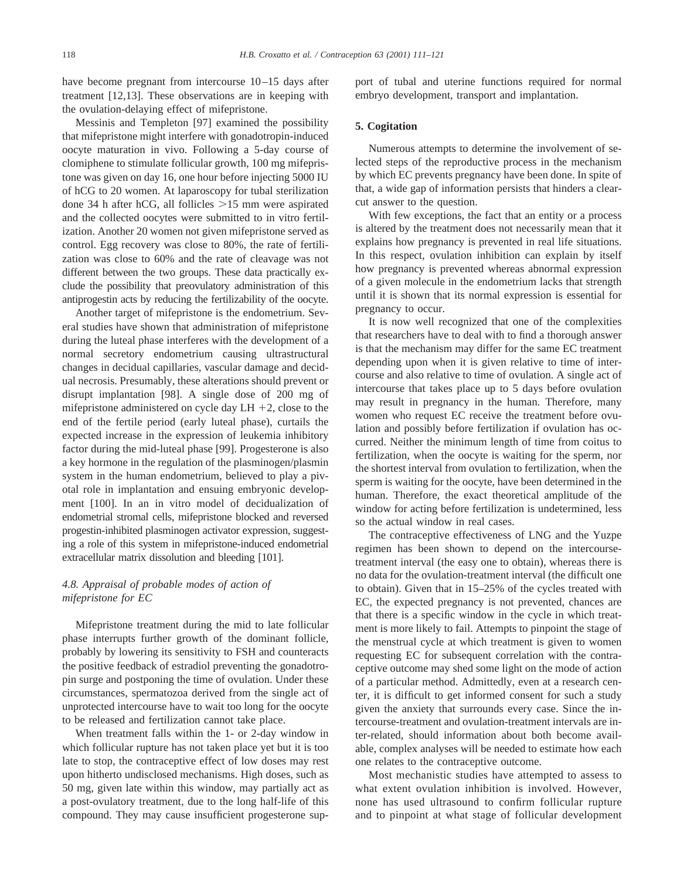have become pregnant from intercourse 10–15 days after treatment [12,13]. These observations are in keeping with the ovulation-delaying effect of mifepristone.

Messinis and Templeton [97] examined the possibility that mifepristone might interfere with gonadotropin-induced oocyte maturation in vivo. Following a 5-day course of clomiphene to stimulate follicular growth, 100 mg mifepristone was given on day 16, one hour before injecting 5000 IU of hCG to 20 women. At laparoscopy for tubal sterilization done 34 h after hCG, all follicles >15 mm were aspirated and the collected oocytes were submitted to in vitro fertilization. Another 20 women not given mifepristone served as control. Egg recovery was close to 80%, the rate of fertilization was close to 60% and the rate of cleavage was not different between the two groups. These data practically exclude the possibility that preovulatory administration of this antiprogestin acts by reducing the fertilizability of the oocyte.

Another target of mifepristone is the endometrium. Several studies have shown that administration of mifepristone during the luteal phase interferes with the development of a normal secretory endometrium causing ultrastructural changes in decidual capillaries, vascular damage and decidual necrosis. Presumably, these alterations should prevent or disrupt implantation [98]. A single dose of 200 mg of mifepristone administered on cycle day LH +2, close to the end of the fertile period (early luteal phase), curtails the expected increase in the expression of leukemia inhibitory factor during the mid-luteal phase [99]. Progesterone is also a key hormone in the regulation of the plasminogen/plasmin system in the human endometrium, believed to play a pivotal role in implantation and ensuing embryonic development [100]. In an in vitro model of decidualization of endometrial stromal cells, mifepristone blocked and reversed progestin-inhibited plasminogen activator expression, suggesting a role of this system in mifepristone-induced endometrial extracellular matrix dissolution and bleeding [101].

### *4.8. Appraisal of probable modes of action of mifepristone for EC*

Mifepristone treatment during the mid to late follicular phase interrupts further growth of the dominant follicle, probably by lowering its sensitivity to FSH and counteracts the positive feedback of estradiol preventing the gonadotropin surge and postponing the time of ovulation. Under these circumstances, spermatozoa derived from the single act of unprotected intercourse have to wait too long for the oocyte to be released and fertilization cannot take place.

When treatment falls within the 1- or 2-day window in which follicular rupture has not taken place yet but it is too late to stop, the contraceptive effect of low doses may rest upon hitherto undisclosed mechanisms. High doses, such as 50 mg, given late within this window, may partially act as a post-ovulatory treatment, due to the long half-life of this compound. They may cause insufficient progesterone support of tubal and uterine functions required for normal embryo development, transport and implantation.

## 5. Cogitation

Numerous attempts to determine the involvement of selected steps of the reproductive process in the mechanism by which EC prevents pregnancy have been done. In spite of that, a wide gap of information persists that hinders a clear-cut answer to the question.

With few exceptions, the fact that an entity or a process is altered by the treatment does not necessarily mean that it explains how pregnancy is prevented in real life situations. In this respect, ovulation inhibition can explain by itself how pregnancy is prevented whereas abnormal expression of a given molecule in the endometrium lacks that strength until it is shown that its normal expression is essential for pregnancy to occur.

It is now well recognized that one of the complexities that researchers have to deal with to find a thorough answer is that the mechanism may differ for the same EC treatment depending upon when it is given relative to time of intercourse and also relative to time of ovulation. A single act of intercourse that takes place up to 5 days before ovulation may result in pregnancy in the human. Therefore, many women who request EC receive the treatment before ovulation and possibly before fertilization if ovulation has occurred. Neither the minimum length of time from coitus to fertilization, when the oocyte is waiting for the sperm, nor the shortest interval from ovulation to fertilization, when the sperm is waiting for the oocyte, have been determined in the human. Therefore, the exact theoretical amplitude of the window for acting before fertilization is undetermined, less so the actual window in real cases.

The contraceptive effectiveness of LNG and the Yuzpe regimen has been shown to depend on the intercourse-treatment interval (the easy one to obtain), whereas there is no data for the ovulation-treatment interval (the difficult one to obtain). Given that in 15–25% of the cycles treated with EC, the expected pregnancy is not prevented, chances are that there is a specific window in the cycle in which treatment is more likely to fail. Attempts to pinpoint the stage of the menstrual cycle at which treatment is given to women requesting EC for subsequent correlation with the contraceptive outcome may shed some light on the mode of action of a particular method. Admittedly, even at a research center, it is difficult to get informed consent for such a study given the anxiety that surrounds every case. Since the intercourse-treatment and ovulation-treatment intervals are inter-related, should information about both become available, complex analyses will be needed to estimate how each one relates to the contraceptive outcome.

Most mechanistic studies have attempted to assess to what extent ovulation inhibition is involved. However, none has used ultrasound to confirm follicular rupture and to pinpoint at what stage of follicular development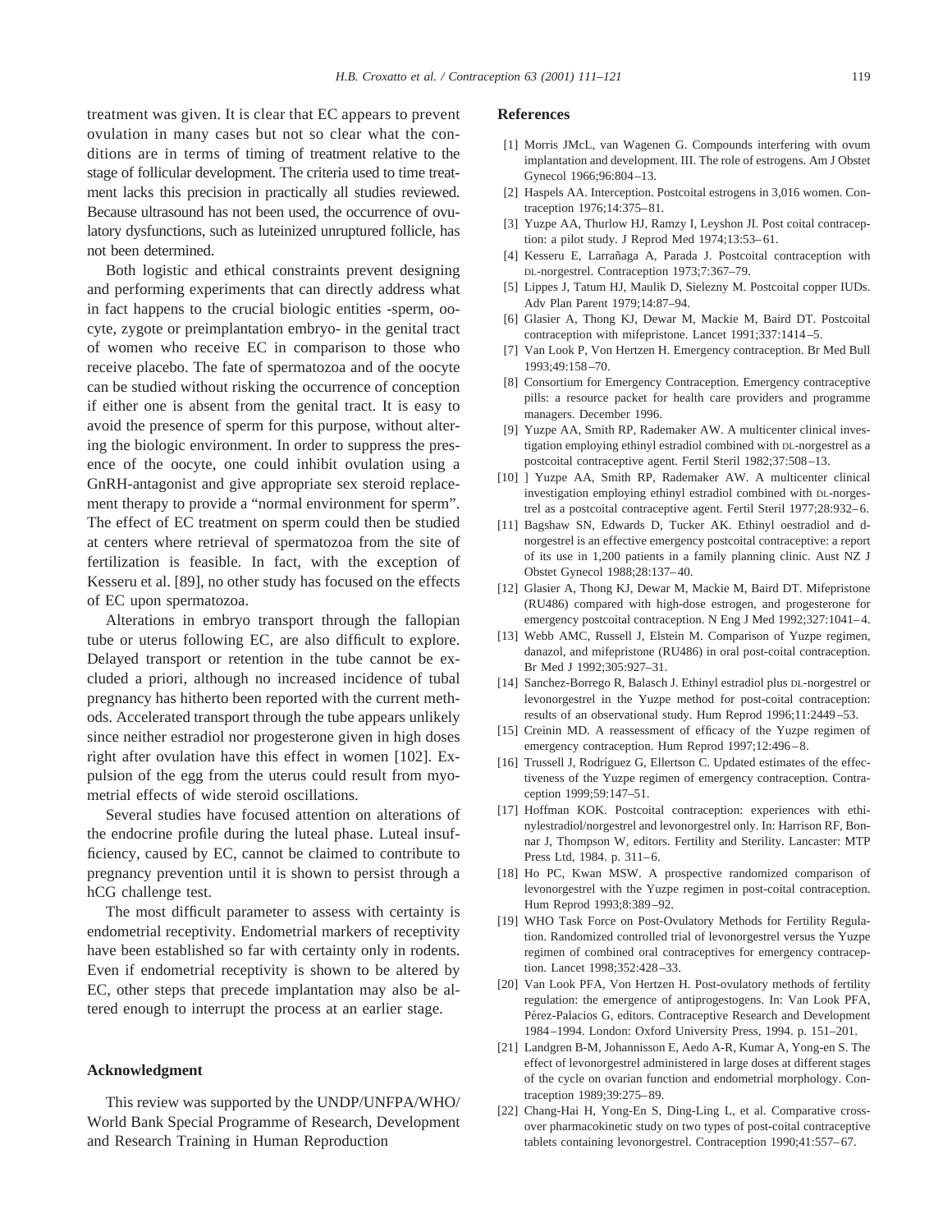treatment was given. It is clear that EC appears to prevent ovulation in many cases but not so clear what the conditions are in terms of timing of treatment relative to the stage of follicular development. The criteria used to time treatment lacks this precision in practically all studies reviewed. Because ultrasound has not been used, the occurrence of ovulatory dysfunctions, such as luteinized unruptured follicle, has not been determined.

Both logistic and ethical constraints prevent designing and performing experiments that can directly address what in fact happens to the crucial biologic entities -sperm, oocyte, zygote or preimplantation embryo- in the genital tract of women who receive EC in comparison to those who receive placebo. The fate of spermatozoa and of the oocyte can be studied without risking the occurrence of conception if either one is absent from the genital tract. It is easy to avoid the presence of sperm for this purpose, without altering the biologic environment. In order to suppress the presence of the oocyte, one could inhibit ovulation using a GnRH-antagonist and give appropriate sex steroid replacement therapy to provide a "normal environment for sperm". The effect of EC treatment on sperm could then be studied at centers where retrieval of spermatozoa from the site of fertilization is feasible. In fact, with the exception of Kesseru et al. [89], no other study has focused on the effects of EC upon spermatozoa.

Alterations in embryo transport through the fallopian tube or uterus following EC, are also difficult to explore. Delayed transport or retention in the tube cannot be excluded a priori, although no increased incidence of tubal pregnancy has hitherto been reported with the current methods. Accelerated transport through the tube appears unlikely since neither estradiol nor progesterone given in high doses right after ovulation have this effect in women [102]. Expulsion of the egg from the uterus could result from myometrial effects of wide steroid oscillations.

Several studies have focused attention on alterations of the endocrine profile during the luteal phase. Luteal insufficiency, caused by EC, cannot be claimed to contribute to pregnancy prevention until it is shown to persist through a hCG challenge test.

The most difficult parameter to assess with certainty is endometrial receptivity. Endometrial markers of receptivity have been established so far with certainty only in rodents. Even if endometrial receptivity is shown to be altered by EC, other steps that precede implantation may also be altered enough to interrupt the process at an earlier stage.

## Acknowledgment

This review was supported by the UNDP/UNFPA/WHO/ World Bank Special Programme of Research, Development and Research Training in Human Reproduction

## References

[1] Morris JMcL, van Wagenen G. Compounds interfering with ovum implantation and development. III. The role of estrogens. Am J Obstet Gynecol 1966;96:804–13.

[2] Haspels AA. Interception. Postcoital estrogens in 3,016 women. Contraception 1976;14:375–81.

[3] Yuzpe AA, Thurlow HJ, Ramzy I, Leyshon JI. Post coital contraception: a pilot study. J Reprod Med 1974;13:53–61.

[4] Kesseru E, Larrañaga A, Parada J. Postcoital contraception with DL-norgestrel. Contraception 1973;7:367–79.

[5] Lippes J, Tatum HJ, Maulik D, Sielezny M. Postcoital copper IUDs. Adv Plan Parent 1979;14:87–94.

[6] Glasier A, Thong KJ, Dewar M, Mackie M, Baird DT. Postcoital contraception with mifepristone. Lancet 1991;337:1414–5.

[7] Van Look P, Von Hertzen H. Emergency contraception. Br Med Bull 1993;49:158–70.

[8] Consortium for Emergency Contraception. Emergency contraceptive pills: a resource packet for health care providers and programme managers. December 1996.

[9] Yuzpe AA, Smith RP, Rademaker AW. A multicenter clinical investigation employing ethinyl estradiol combined with DL-norgestrel as a postcoital contraceptive agent. Fertil Steril 1982;37:508–13.

[10] ] Yuzpe AA, Smith RP, Rademaker AW. A multicenter clinical investigation employing ethinyl estradiol combined with DL-norgestrel as a postcoital contraceptive agent. Fertil Steril 1977;28:932–6.

[11] Bagshaw SN, Edwards D, Tucker AK. Ethinyl oestradiol and d-norgestrel is an effective emergency postcoital contraceptive: a report of its use in 1,200 patients in a family planning clinic. Aust NZ J Obstet Gynecol 1988;28:137–40.

[12] Glasier A, Thong KJ, Dewar M, Mackie M, Baird DT. Mifepristone (RU486) compared with high-dose estrogen, and progesterone for emergency postcoital contraception. N Eng J Med 1992;327:1041–4.

[13] Webb AMC, Russell J, Elstein M. Comparison of Yuzpe regimen, danazol, and mifepristone (RU486) in oral post-coital contraception. Br Med J 1992;305:927–31.

[14] Sanchez-Borrego R, Balasch J. Ethinyl estradiol plus DL-norgestrel or levonorgestrel in the Yuzpe method for post-coital contraception: results of an observational study. Hum Reprod 1996;11:2449–53.

[15] Creinin MD. A reassessment of efficacy of the Yuzpe regimen of emergency contraception. Hum Reprod 1997;12:496–8.

[16] Trussell J, Rodríguez G, Ellertson C. Updated estimates of the effectiveness of the Yuzpe regimen of emergency contraception. Contraception 1999;59:147–51.

[17] Hoffman KOK. Postcoital contraception: experiences with ethinylestradiol/norgestrel and levonorgestrel only. In: Harrison RF, Bonnar J, Thompson W, editors. Fertility and Sterility. Lancaster: MTP Press Ltd, 1984. p. 311–6.

[18] Ho PC, Kwan MSW. A prospective randomized comparison of levonorgestrel with the Yuzpe regimen in post-coital contraception. Hum Reprod 1993;8:389–92.

[19] WHO Task Force on Post-Ovulatory Methods for Fertility Regulation. Randomized controlled trial of levonorgestrel versus the Yuzpe regimen of combined oral contraceptives for emergency contraception. Lancet 1998;352:428–33.

[20] Van Look PFA, Von Hertzen H. Post-ovulatory methods of fertility regulation: the emergence of antiprogestogens. In: Van Look PFA, Pérez-Palacios G, editors. Contraceptive Research and Development 1984–1994. London: Oxford University Press, 1994. p. 151–201.

[21] Landgren B-M, Johannisson E, Aedo A-R, Kumar A, Yong-en S. The effect of levonorgestrel administered in large doses at different stages of the cycle on ovarian function and endometrial morphology. Contraception 1989;39:275–89.

[22] Chang-Hai H, Yong-En S, Ding-Ling L, et al. Comparative cross-over pharmacokinetic study on two types of post-coital contraceptive tablets containing levonorgestrel. Contraception 1990;41:557–67.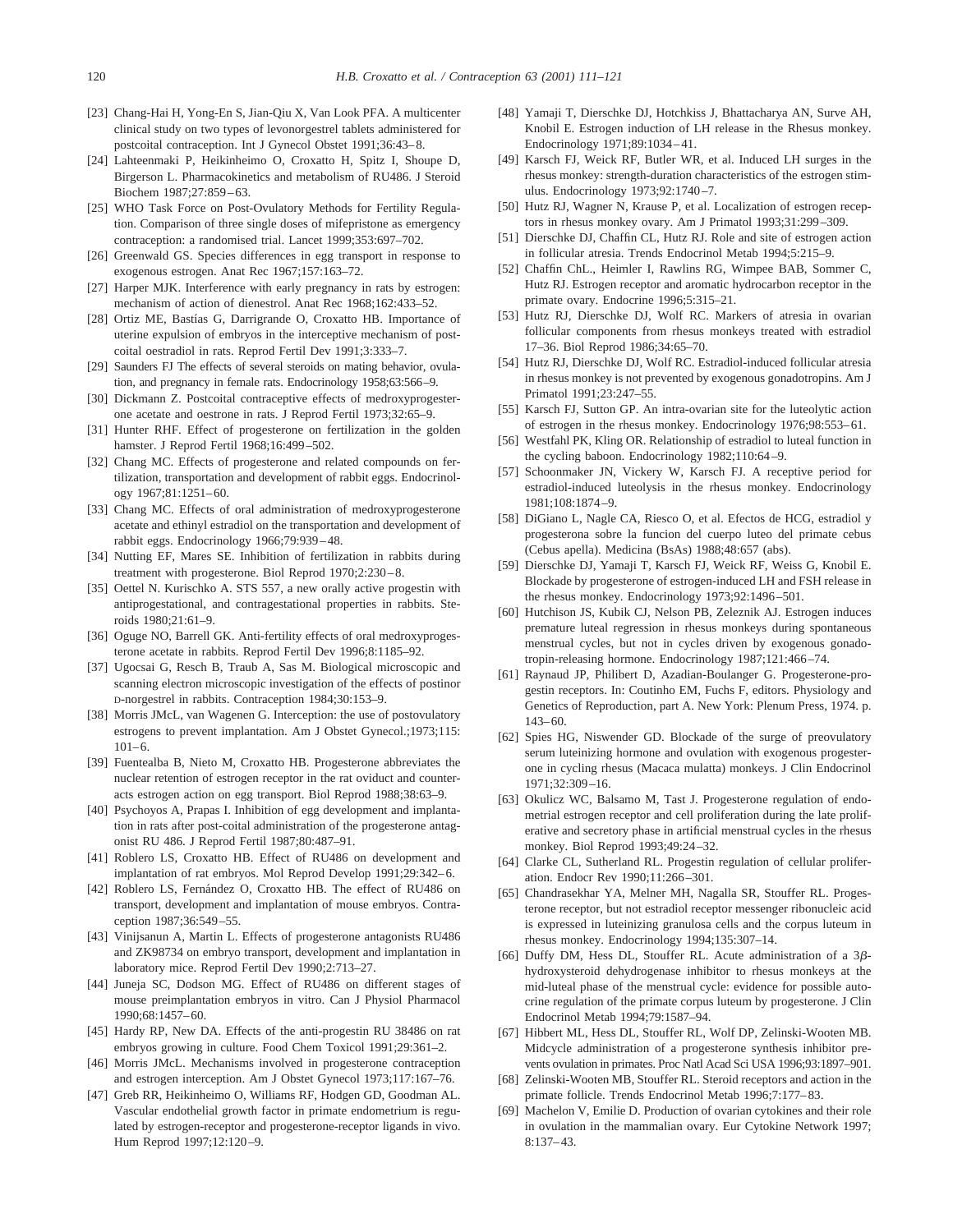[23] Chang-Hai H, Yong-En S, Jian-Qiu X, Van Look PFA. A multicenter clinical study on two types of levonorgestrel tablets administered for postcoital contraception. Int J Gynecol Obstet 1991;36:43–8.

[24] Lahteenmaki P, Heikinheimo O, Croxatto H, Spitz I, Shoupe D, Birgerson L. Pharmacokinetics and metabolism of RU486. J Steroid Biochem 1987;27:859–63.

[25] WHO Task Force on Post-Ovulatory Methods for Fertility Regulation. Comparison of three single doses of mifepristone as emergency contraception: a randomised trial. Lancet 1999;353:697–702.

[26] Greenwald GS. Species differences in egg transport in response to exogenous estrogen. Anat Rec 1967;157:163–72.

[27] Harper MJK. Interference with early pregnancy in rats by estrogen: mechanism of action of dienestrol. Anat Rec 1968;162:433–52.

[28] Ortiz ME, Bastías G, Darrigrande O, Croxatto HB. Importance of uterine expulsion of embryos in the interceptive mechanism of postcoital oestradiol in rats. Reprod Fertil Dev 1991;3:333–7.

[29] Saunders FJ The effects of several steroids on mating behavior, ovulation, and pregnancy in female rats. Endocrinology 1958;63:566–9.

[30] Dickmann Z. Postcoital contraceptive effects of medroxyprogesterone acetate and oestrone in rats. J Reprod Fertil 1973;32:65–9.

[31] Hunter RHF. Effect of progesterone on fertilization in the golden hamster. J Reprod Fertil 1968;16:499–502.

[32] Chang MC. Effects of progesterone and related compounds on fertilization, transportation and development of rabbit eggs. Endocrinology 1967;81:1251–60.

[33] Chang MC. Effects of oral administration of medroxyprogesterone acetate and ethinyl estradiol on the transportation and development of rabbit eggs. Endocrinology 1966;79:939–48.

[34] Nutting EF, Mares SE. Inhibition of fertilization in rabbits during treatment with progesterone. Biol Reprod 1970;2:230–8.

[35] Oettel N. Kurischko A. STS 557, a new orally active progestin with antiprogestational, and contragestational properties in rabbits. Steroids 1980;21:61–9.

[36] Oguge NO, Barrell GK. Anti-fertility effects of oral medroxyprogesterone acetate in rabbits. Reprod Fertil Dev 1996;8:1185–92.

[37] Ugocsai G, Resch B, Traub A, Sas M. Biological microscopic and scanning electron microscopic investigation of the effects of postinor D-norgestrel in rabbits. Contraception 1984;30:153–9.

[38] Morris JMcL, van Wagenen G. Interception: the use of postovulatory estrogens to prevent implantation. Am J Obstet Gynecol.;1973;115:101–6.

[39] Fuentealba B, Nieto M, Croxatto HB. Progesterone abbreviates the nuclear retention of estrogen receptor in the rat oviduct and counteracts estrogen action on egg transport. Biol Reprod 1988;38:63–9.

[40] Psychoyos A, Prapas I. Inhibition of egg development and implantation in rats after post-coital administration of the progesterone antagonist RU 486. J Reprod Fertil 1987;80:487–91.

[41] Roblero LS, Croxatto HB. Effect of RU486 on development and implantation of rat embryos. Mol Reprod Develop 1991;29:342–6.

[42] Roblero LS, Fernández O, Croxatto HB. The effect of RU486 on transport, development and implantation of mouse embryos. Contraception 1987;36:549–55.

[43] Vinijsanun A, Martin L. Effects of progesterone antagonists RU486 and ZK98734 on embryo transport, development and implantation in laboratory mice. Reprod Fertil Dev 1990;2:713–27.

[44] Juneja SC, Dodson MG. Effect of RU486 on different stages of mouse preimplantation embryos in vitro. Can J Physiol Pharmacol 1990;68:1457–60.

[45] Hardy RP, New DA. Effects of the anti-progestin RU 38486 on rat embryos growing in culture. Food Chem Toxicol 1991;29:361–2.

[46] Morris JMcL. Mechanisms involved in progesterone contraception and estrogen interception. Am J Obstet Gynecol 1973;117:167–76.

[47] Greb RR, Heikinheimo O, Williams RF, Hodgen GD, Goodman AL. Vascular endothelial growth factor in primate endometrium is regulated by estrogen-receptor and progesterone-receptor ligands in vivo. Hum Reprod 1997;12:120–9.

[48] Yamaji T, Dierschke DJ, Hotchkiss J, Bhattacharya AN, Surve AH, Knobil E. Estrogen induction of LH release in the Rhesus monkey. Endocrinology 1971;89:1034–41.

[49] Karsch FJ, Weick RF, Butler WR, et al. Induced LH surges in the rhesus monkey: strength-duration characteristics of the estrogen stimulus. Endocrinology 1973;92:1740–7.

[50] Hutz RJ, Wagner N, Krause P, et al. Localization of estrogen receptors in rhesus monkey ovary. Am J Primatol 1993;31:299–309.

[51] Dierschke DJ, Chaffin CL, Hutz RJ. Role and site of estrogen action in follicular atresia. Trends Endocrinol Metab 1994;5:215–9.

[52] Chaffin ChL., Heimler I, Rawlins RG, Wimpee BAB, Sommer C, Hutz RJ. Estrogen receptor and aromatic hydrocarbon receptor in the primate ovary. Endocrine 1996;5:315–21.

[53] Hutz RJ, Dierschke DJ, Wolf RC. Markers of atresia in ovarian follicular components from rhesus monkeys treated with estradiol 17–36. Biol Reprod 1986;34:65–70.

[54] Hutz RJ, Dierschke DJ, Wolf RC. Estradiol-induced follicular atresia in rhesus monkey is not prevented by exogenous gonadotropins. Am J Primatol 1991;23:247–55.

[55] Karsch FJ, Sutton GP. An intra-ovarian site for the luteolytic action of estrogen in the rhesus monkey. Endocrinology 1976;98:553–61.

[56] Westfahl PK, Kling OR. Relationship of estradiol to luteal function in the cycling baboon. Endocrinology 1982;110:64–9.

[57] Schoonmaker JN, Vickery W, Karsch FJ. A receptive period for estradiol-induced luteolysis in the rhesus monkey. Endocrinology 1981;108:1874–9.

[58] DiGiano L, Nagle CA, Riesco O, et al. Efectos de HCG, estradiol y progesterona sobre la funcion del cuerpo luteo del primate cebus (Cebus apella). Medicina (BsAs) 1988;48:657 (abs).

[59] Dierschke DJ, Yamaji T, Karsch FJ, Weick RF, Weiss G, Knobil E. Blockade by progesterone of estrogen-induced LH and FSH release in the rhesus monkey. Endocrinology 1973;92:1496–501.

[60] Hutchison JS, Kubik CJ, Nelson PB, Zeleznik AJ. Estrogen induces premature luteal regression in rhesus monkeys during spontaneous menstrual cycles, but not in cycles driven by exogenous gonadotropin-releasing hormone. Endocrinology 1987;121:466–74.

[61] Raynaud JP, Philibert D, Azadian-Boulanger G. Progesterone-progestin receptors. In: Coutinho EM, Fuchs F, editors. Physiology and Genetics of Reproduction, part A. New York: Plenum Press, 1974. p. 143–60.

[62] Spies HG, Niswender GD. Blockade of the surge of preovulatory serum luteinizing hormone and ovulation with exogenous progesterone in cycling rhesus (Macaca mulatta) monkeys. J Clin Endocrinol 1971;32:309–16.

[63] Okulicz WC, Balsamo M, Tast J. Progesterone regulation of endometrial estrogen receptor and cell proliferation during the late proliferative and secretory phase in artificial menstrual cycles in the rhesus monkey. Biol Reprod 1993;49:24–32.

[64] Clarke CL, Sutherland RL. Progestin regulation of cellular proliferation. Endocr Rev 1990;11:266–301.

[65] Chandrasekhar YA, Melner MH, Nagalla SR, Stouffer RL. Progesterone receptor, but not estradiol receptor messenger ribonucleic acid is expressed in luteinizing granulosa cells and the corpus luteum in rhesus monkey. Endocrinology 1994;135:307–14.

[66] Duffy DM, Hess DL, Stouffer RL. Acute administration of a 3$\beta$-hydroxysteroid dehydrogenase inhibitor to rhesus monkeys at the mid-luteal phase of the menstrual cycle: evidence for possible autocrine regulation of the primate corpus luteum by progesterone. J Clin Endocrinol Metab 1994;79:1587–94.

[67] Hibbert ML, Hess DL, Stouffer RL, Wolf DP, Zelinski-Wooten MB. Midcycle administration of a progesterone synthesis inhibitor prevents ovulation in primates. Proc Natl Acad Sci USA 1996;93:1897–901.

[68] Zelinski-Wooten MB, Stouffer RL. Steroid receptors and action in the primate follicle. Trends Endocrinol Metab 1996;7:177–83.

[69] Machelon V, Emilie D. Production of ovarian cytokines and their role in ovulation in the mammalian ovary. Eur Cytokine Network 1997; 8:137–43.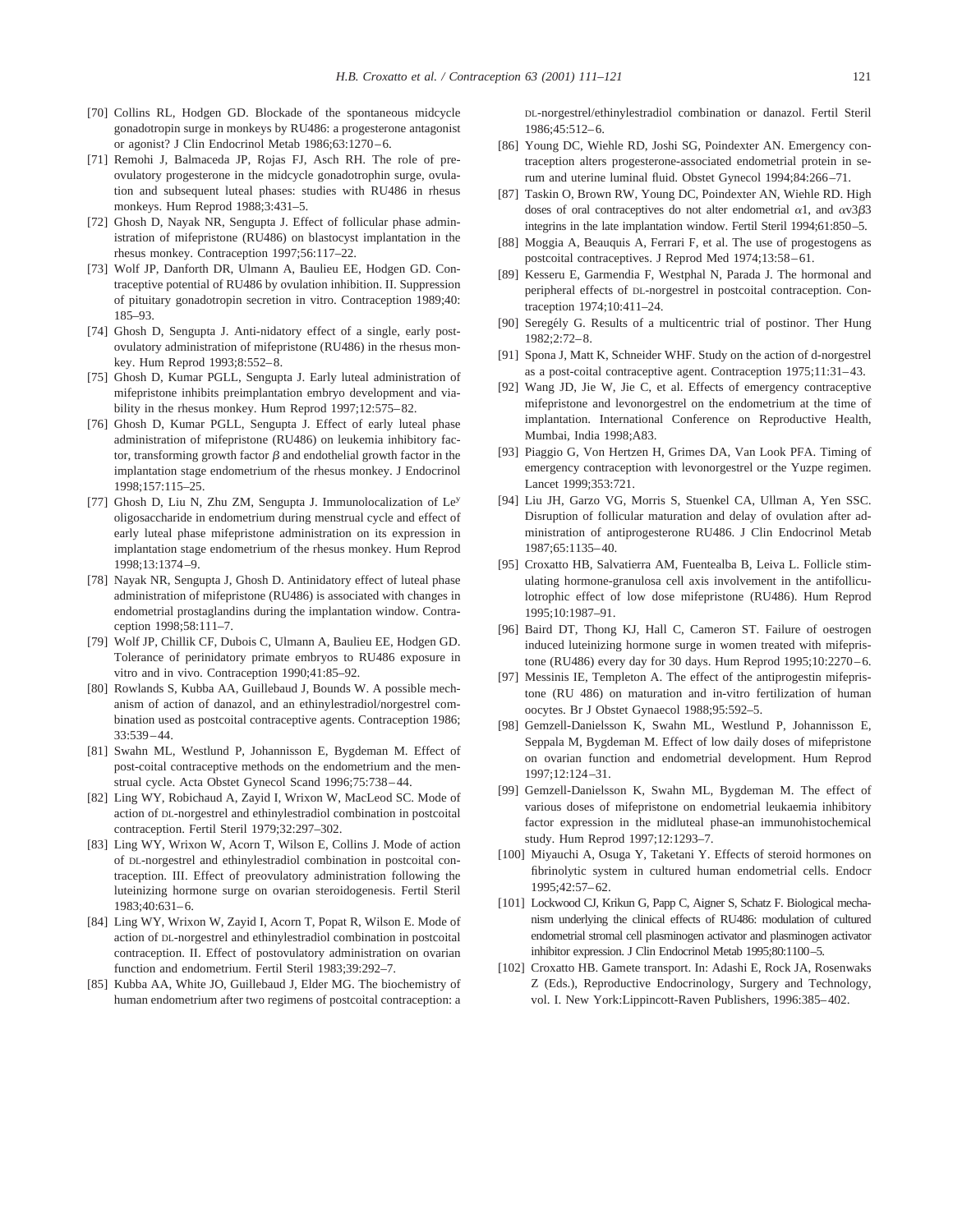[70] Collins RL, Hodgen GD. Blockade of the spontaneous midcycle gonadotropin surge in monkeys by RU486: a progesterone antagonist or agonist? J Clin Endocrinol Metab 1986;63:1270–6.

[71] Remohi J, Balmaceda JP, Rojas FJ, Asch RH. The role of pre-ovulatory progesterone in the midcycle gonadotrophin surge, ovulation and subsequent luteal phases: studies with RU486 in rhesus monkeys. Hum Reprod 1988;3:431–5.

[72] Ghosh D, Nayak NR, Sengupta J. Effect of follicular phase administration of mifepristone (RU486) on blastocyst implantation in the rhesus monkey. Contraception 1997;56:117–22.

[73] Wolf JP, Danforth DR, Ulmann A, Baulieu EE, Hodgen GD. Contraceptive potential of RU486 by ovulation inhibition. II. Suppression of pituitary gonadotropin secretion in vitro. Contraception 1989;40: 185–93.

[74] Ghosh D, Sengupta J. Anti-nidatory effect of a single, early post-ovulatory administration of mifepristone (RU486) in the rhesus monkey. Hum Reprod 1993;8:552–8.

[75] Ghosh D, Kumar PGLL, Sengupta J. Early luteal administration of mifepristone inhibits preimplantation embryo development and viability in the rhesus monkey. Hum Reprod 1997;12:575–82.

[76] Ghosh D, Kumar PGLL, Sengupta J. Effect of early luteal phase administration of mifepristone (RU486) on leukemia inhibitory factor, transforming growth factor $\beta$ and endothelial growth factor in the implantation stage endometrium of the rhesus monkey. J Endocrinol 1998;157:115–25.

[77] Ghosh D, Liu N, Zhu ZM, Sengupta J. Immunolocalization of $Le^y$ oligosaccharide in endometrium during menstrual cycle and effect of early luteal phase mifepristone administration on its expression in implantation stage endometrium of the rhesus monkey. Hum Reprod 1998;13:1374–9.

[78] Nayak NR, Sengupta J, Ghosh D. Antinidatory effect of luteal phase administration of mifepristone (RU486) is associated with changes in endometrial prostaglandins during the implantation window. Contraception 1998;58:111–7.

[79] Wolf JP, Chillik CF, Dubois C, Ulmann A, Baulieu EE, Hodgen GD. Tolerance of perinidatory primate embryos to RU486 exposure in vitro and in vivo. Contraception 1990;41:85–92.

[80] Rowlands S, Kubba AA, Guillebaud J, Bounds W. A possible mechanism of action of danazol, and an ethinylestradiol/norgestrel combination used as postcoital contraceptive agents. Contraception 1986; 33:539–44.

[81] Swahn ML, Westlund P, Johannisson E, Bygdeman M. Effect of post-coital contraceptive methods on the endometrium and the menstrual cycle. Acta Obstet Gynecol Scand 1996;75:738–44.

[82] Ling WY, Robichaud A, Zayid I, Wrixon W, MacLeod SC. Mode of action of DL-norgestrel and ethinylestradiol combination in postcoital contraception. Fertil Steril 1979;32:297–302.

[83] Ling WY, Wrixon W, Acorn T, Wilson E, Collins J. Mode of action of DL-norgestrel and ethinylestradiol combination in postcoital contraception. III. Effect of preovulatory administration following the luteinizing hormone surge on ovarian steroidogenesis. Fertil Steril 1983;40:631–6.

[84] Ling WY, Wrixon W, Zayid I, Acorn T, Popat R, Wilson E. Mode of action of DL-norgestrel and ethinylestradiol combination in postcoital contraception. II. Effect of postovulatory administration on ovarian function and endometrium. Fertil Steril 1983;39:292–7.

[85] Kubba AA, White JO, Guillebaud J, Elder MG. The biochemistry of human endometrium after two regimens of postcoital contraception: a DL-norgestrel/ethinylestradiol combination or danazol. Fertil Steril 1986;45:512–6.

[86] Young DC, Wiehle RD, Joshi SG, Poindexter AN. Emergency contraception alters progesterone-associated endometrial protein in serum and uterine luminal fluid. Obstet Gynecol 1994;84:266–71.

[87] Taskin O, Brown RW, Young DC, Poindexter AN, Wiehle RD. High doses of oral contraceptives do not alter endometrial $\alpha1$, and $\alpha v3\beta3$ integrins in the late implantation window. Fertil Steril 1994;61:850–5.

[88] Moggia A, Beauquis A, Ferrari F, et al. The use of progestogens as postcoital contraceptives. J Reprod Med 1974;13:58–61.

[89] Kesseru E, Garmendia F, Westphal N, Parada J. The hormonal and peripheral effects of DL-norgestrel in postcoital contraception. Contraception 1974;10:411–24.

[90] Seregély G. Results of a multicentric trial of postinor. Ther Hung 1982;2:72–8.

[91] Spona J, Matt K, Schneider WHF. Study on the action of d-norgestrel as a post-coital contraceptive agent. Contraception 1975;11:31–43.

[92] Wang JD, Jie W, Jie C, et al. Effects of emergency contraceptive mifepristone and levonorgestrel on the endometrium at the time of implantation. International Conference on Reproductive Health, Mumbai, India 1998;A83.

[93] Piaggio G, Von Hertzen H, Grimes DA, Van Look PFA. Timing of emergency contraception with levonorgestrel or the Yuzpe regimen. Lancet 1999;353:721.

[94] Liu JH, Garzo VG, Morris S, Stuenkel CA, Ullman A, Yen SSC. Disruption of follicular maturation and delay of ovulation after administration of antiprogesterone RU486. J Clin Endocrinol Metab 1987;65:1135–40.

[95] Croxatto HB, Salvatierra AM, Fuentealba B, Leiva L. Follicle stimulating hormone-granulosa cell axis involvement in the antifolliculotrophic effect of low dose mifepristone (RU486). Hum Reprod 1995;10:1987–91.

[96] Baird DT, Thong KJ, Hall C, Cameron ST. Failure of oestrogen induced luteinizing hormone surge in women treated with mifepristone (RU486) every day for 30 days. Hum Reprod 1995;10:2270–6.

[97] Messinis IE, Templeton A. The effect of the antiprogestin mifepristone (RU 486) on maturation and in-vitro fertilization of human oocytes. Br J Obstet Gynaecol 1988;95:592–5.

[98] Gemzell-Danielsson K, Swahn ML, Westlund P, Johannisson E, Seppala M, Bygdeman M. Effect of low daily doses of mifepristone on ovarian function and endometrial development. Hum Reprod 1997;12:124–31.

[99] Gemzell-Danielsson K, Swahn ML, Bygdeman M. The effect of various doses of mifepristone on endometrial leukaemia inhibitory factor expression in the midluteal phase-an immunohistochemical study. Hum Reprod 1997;12:1293–7.

[100] Miyauchi A, Osuga Y, Taketani Y. Effects of steroid hormones on fibrinolytic system in cultured human endometrial cells. Endocr 1995;42:57–62.

[101] Lockwood CJ, Krikun G, Papp C, Aigner S, Schatz F. Biological mechanism underlying the clinical effects of RU486: modulation of cultured endometrial stromal cell plasminogen activator and plasminogen activator inhibitor expression. J Clin Endocrinol Metab 1995;80:1100–5.

[102] Croxatto HB. Gamete transport. In: Adashi E, Rock JA, Rosenwaks Z (Eds.), Reproductive Endocrinology, Surgery and Technology, vol. I. New York:Lippincott-Raven Publishers, 1996:385–402.